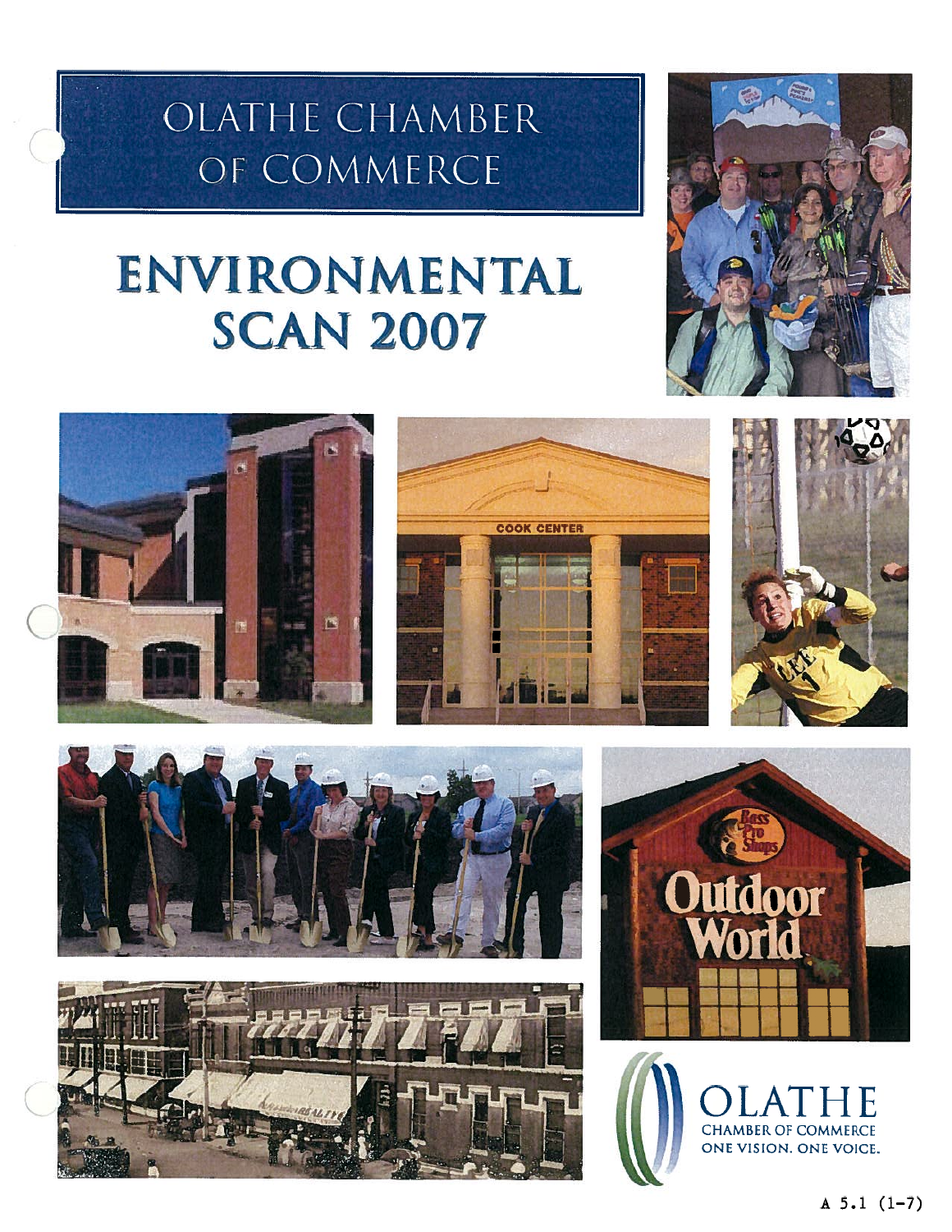# OLATHE CHAMBER OF COMMERCE

# ENVIRONMENTAL SCAN 2007

OLATHE
CHAMBER OF COMMERCE
ONE VISION. ONE VOICE.

A 5.1 (1-7)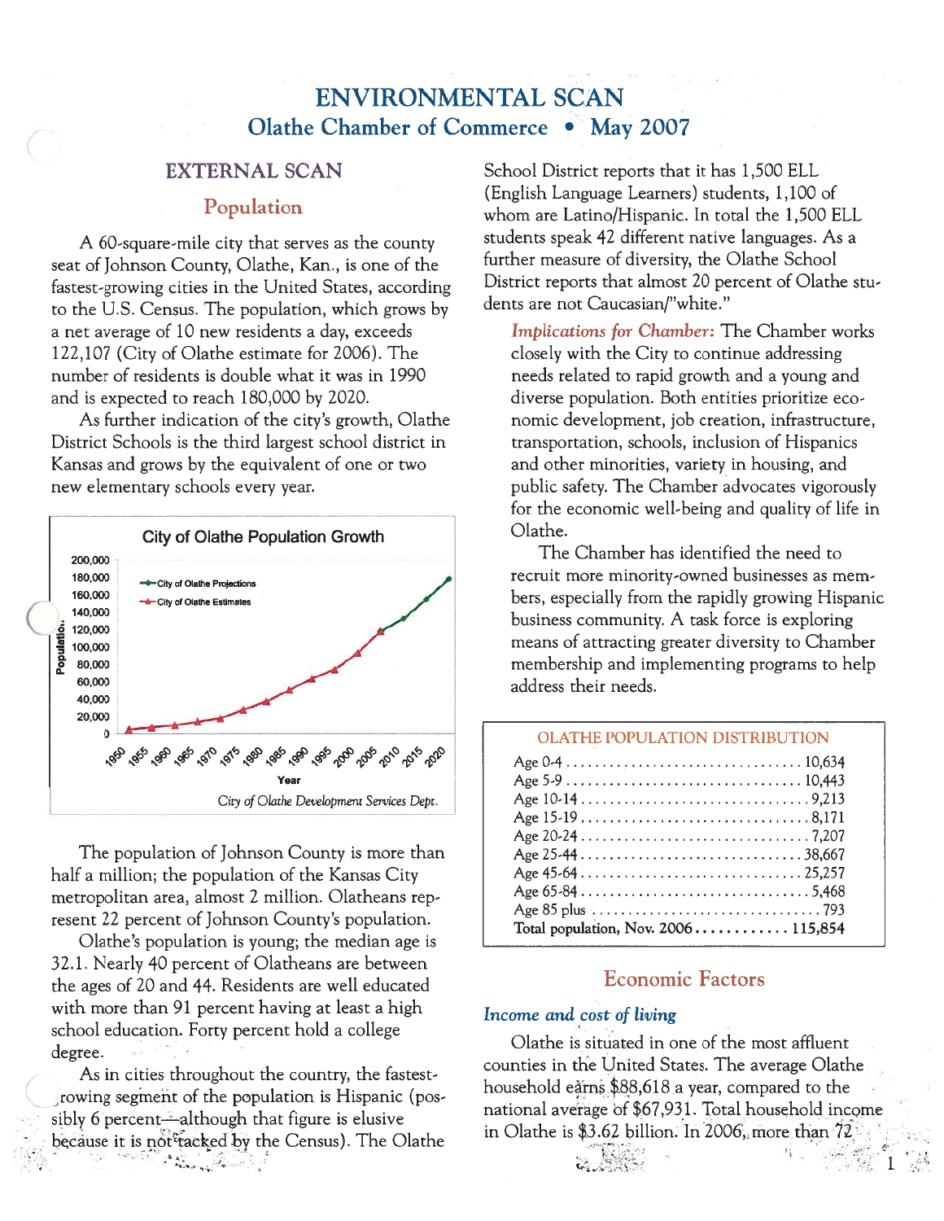# ENVIRONMENTAL SCAN

## Olathe Chamber of Commerce • May 2007

## EXTERNAL SCAN

### Population

A 60-square-mile city that serves as the county seat of Johnson County, Olathe, Kan., is one of the fastest-growing cities in the United States, according to the U.S. Census. The population, which grows by a net average of 10 new residents a day, exceeds 122,107 (City of Olathe estimate for 2006). The number of residents is double what it was in 1990 and is expected to reach 180,000 by 2020.

As further indication of the city's growth, Olathe District Schools is the third largest school district in Kansas and grows by the equivalent of one or two new elementary schools every year.

City of Olathe Population Growth

*City of Olathe Development Services Dept.*

The population of Johnson County is more than half a million; the population of the Kansas City metropolitan area, almost 2 million. Olatheans represent 22 percent of Johnson County's population.

Olathe's population is young; the median age is 32.1. Nearly 40 percent of Olatheans are between the ages of 20 and 44. Residents are well educated with more than 91 percent having at least a high school education. Forty percent hold a college degree.

As in cities throughout the country, the fastest-growing segment of the population is Hispanic (possibly 6 percent—although that figure is elusive because it is not tracked by the Census). The Olathe School District reports that it has 1,500 ELL (English Language Learners) students, 1,100 of whom are Latino/Hispanic. In total the 1,500 ELL students speak 42 different native languages. As a further measure of diversity, the Olathe School District reports that almost 20 percent of Olathe students are not Caucasian/"white."

*Implications for Chamber:* The Chamber works closely with the City to continue addressing needs related to rapid growth and a young and diverse population. Both entities prioritize economic development, job creation, infrastructure, transportation, schools, inclusion of Hispanics and other minorities, variety in housing, and public safety. The Chamber advocates vigorously for the economic well-being and quality of life in Olathe.

The Chamber has identified the need to recruit more minority-owned businesses as members, especially from the rapidly growing Hispanic business community. A task force is exploring means of attracting greater diversity to Chamber membership and implementing programs to help address their needs.

| OLATHE POPULATION DISTRIBUTION | |
|---|---|
| Age 0-4 | 10,634 |
| Age 5-9 | 10,443 |
| Age 10-14 | 9,213 |
| Age 15-19 | 8,171 |
| Age 20-24 | 7,207 |
| Age 25-44 | 38,667 |
| Age 45-64 | 25,257 |
| Age 65-84 | 5,468 |
| Age 85 plus | 793 |
| **Total population, Nov. 2006** | **115,854** |

### Economic Factors

#### *Income and cost of living*

Olathe is situated in one of the most affluent counties in the United States. The average Olathe household earns $88,618 a year, compared to the national average of $67,931. Total household income in Olathe is $3.62 billion. In 2006, more than 72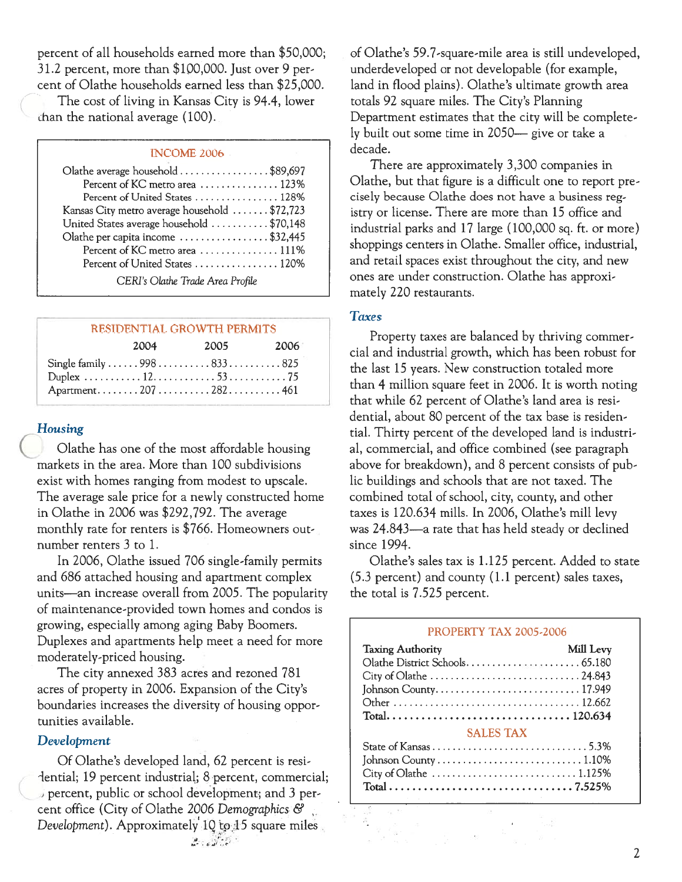percent of all households earned more than $50,000; 31.2 percent, more than $100,000. Just over 9 percent of Olathe households earned less than $25,000.

The cost of living in Kansas City is 94.4, lower than the national average (100).

| INCOME 2006 | |
|---|---|
| Olathe average household | $89,697 |
| Percent of KC metro area | 123% |
| Percent of United States | 128% |
| Kansas City metro average household | $72,723 |
| United States average household | $70,148 |
| Olathe per capita income | $32,445 |
| Percent of KC metro area | 111% |
| Percent of United States | 120% |

*CERI's Olathe Trade Area Profile*

| RESIDENTIAL GROWTH PERMITS | 2004 | 2005 | 2006 |
|---|---|---|---|
| Single family | 998 | 833 | 825 |
| Duplex | 12 | 53 | 75 |
| Apartment | 207 | 282 | 461 |

## *Housing*

Olathe has one of the most affordable housing markets in the area. More than 100 subdivisions exist with homes ranging from modest to upscale. The average sale price for a newly constructed home in Olathe in 2006 was $292,792. The average monthly rate for renters is $766. Homeowners outnumber renters 3 to 1.

In 2006, Olathe issued 706 single-family permits and 686 attached housing and apartment complex units—an increase overall from 2005. The popularity of maintenance-provided town homes and condos is growing, especially among aging Baby Boomers. Duplexes and apartments help meet a need for more moderately-priced housing.

The city annexed 383 acres and rezoned 781 acres of property in 2006. Expansion of the City's boundaries increases the diversity of housing opportunities available.

## *Development*

Of Olathe's developed land, 62 percent is residential; 19 percent industrial; 8 percent, commercial; 8 percent, public or school development; and 3 percent office (City of Olathe 2006 *Demographics & Development*). Approximately 10 to 15 square miles of Olathe's 59.7-square-mile area is still undeveloped, underdeveloped or not developable (for example, land in flood plains). Olathe's ultimate growth area totals 92 square miles. The City's Planning Department estimates that the city will be completely built out some time in 2050— give or take a decade.

There are approximately 3,300 companies in Olathe, but that figure is a difficult one to report precisely because Olathe does not have a business registry or license. There are more than 15 office and industrial parks and 17 large (100,000 sq. ft. or more) shoppings centers in Olathe. Smaller office, industrial, and retail spaces exist throughout the city, and new ones are under construction. Olathe has approximately 220 restaurants.

## *Taxes*

Property taxes are balanced by thriving commercial and industrial growth, which has been robust for the last 15 years. New construction totaled more than 4 million square feet in 2006. It is worth noting that while 62 percent of Olathe's land area is residential, about 80 percent of the tax base is residential. Thirty percent of the developed land is industrial, commercial, and office combined (see paragraph above for breakdown), and 8 percent consists of public buildings and schools that are not taxed. The combined total of school, city, county, and other taxes is 120.634 mills. In 2006, Olathe's mill levy was 24.843—a rate that has held steady or declined since 1994.

Olathe's sales tax is 1.125 percent. Added to state (5.3 percent) and county (1.1 percent) sales taxes, the total is 7.525 percent.

| PROPERTY TAX 2005-2006 | |
|---|---|
| **Taxing Authority** | **Mill Levy** |
| Olathe District Schools | 65.180 |
| City of Olathe | 24.843 |
| Johnson County | 17.949 |
| Other | 12.662 |
| **Total** | **120.634** |
| **SALES TAX** | |
| State of Kansas | 5.3% |
| Johnson County | 1.10% |
| City of Olathe | 1.125% |
| **Total** | **7.525%** |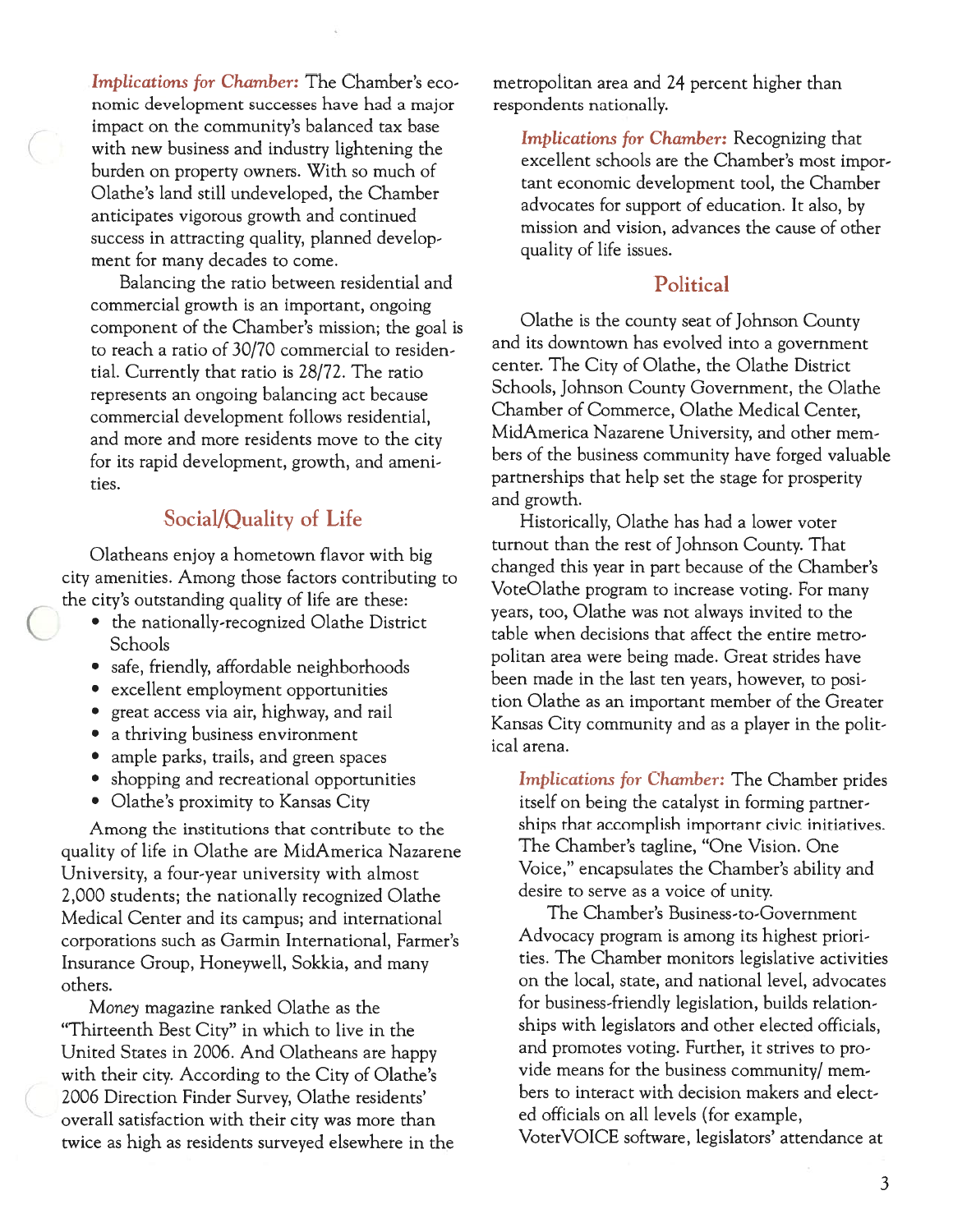*Implications for Chamber:* The Chamber's economic development successes have had a major impact on the community's balanced tax base with new business and industry lightening the burden on property owners. With so much of Olathe's land still undeveloped, the Chamber anticipates vigorous growth and continued success in attracting quality, planned development for many decades to come.

Balancing the ratio between residential and commercial growth is an important, ongoing component of the Chamber's mission; the goal is to reach a ratio of 30/70 commercial to residential. Currently that ratio is 28/72. The ratio represents an ongoing balancing act because commercial development follows residential, and more and more residents move to the city for its rapid development, growth, and amenities.

## Social/Quality of Life

Olatheans enjoy a hometown flavor with big city amenities. Among those factors contributing to the city's outstanding quality of life are these:

- the nationally-recognized Olathe District Schools
- safe, friendly, affordable neighborhoods
- excellent employment opportunities
- great access via air, highway, and rail
- a thriving business environment
- ample parks, trails, and green spaces
- shopping and recreational opportunities
- Olathe's proximity to Kansas City

Among the institutions that contribute to the quality of life in Olathe are MidAmerica Nazarene University, a four-year university with almost 2,000 students; the nationally recognized Olathe Medical Center and its campus; and international corporations such as Garmin International, Farmer's Insurance Group, Honeywell, Sokkia, and many others.

*Money* magazine ranked Olathe as the "Thirteenth Best City" in which to live in the United States in 2006. And Olatheans are happy with their city. According to the City of Olathe's 2006 Direction Finder Survey, Olathe residents' overall satisfaction with their city was more than twice as high as residents surveyed elsewhere in the metropolitan area and 24 percent higher than respondents nationally.

*Implications for Chamber:* Recognizing that excellent schools are the Chamber's most important economic development tool, the Chamber advocates for support of education. It also, by mission and vision, advances the cause of other quality of life issues.

## Political

Olathe is the county seat of Johnson County and its downtown has evolved into a government center. The City of Olathe, the Olathe District Schools, Johnson County Government, the Olathe Chamber of Commerce, Olathe Medical Center, MidAmerica Nazarene University, and other members of the business community have forged valuable partnerships that help set the stage for prosperity and growth.

Historically, Olathe has had a lower voter turnout than the rest of Johnson County. That changed this year in part because of the Chamber's VoteOlathe program to increase voting. For many years, too, Olathe was not always invited to the table when decisions that affect the entire metropolitan area were being made. Great strides have been made in the last ten years, however, to position Olathe as an important member of the Greater Kansas City community and as a player in the political arena.

*Implications for Chamber:* The Chamber prides itself on being the catalyst in forming partnerships that accomplish important civic initiatives. The Chamber's tagline, "One Vision. One Voice," encapsulates the Chamber's ability and desire to serve as a voice of unity.

The Chamber's Business-to-Government Advocacy program is among its highest priorities. The Chamber monitors legislative activities on the local, state, and national level, advocates for business-friendly legislation, builds relationships with legislators and other elected officials, and promotes voting. Further, it strives to provide means for the business community/ members to interact with decision makers and elected officials on all levels (for example, VoterVOICE software, legislators' attendance at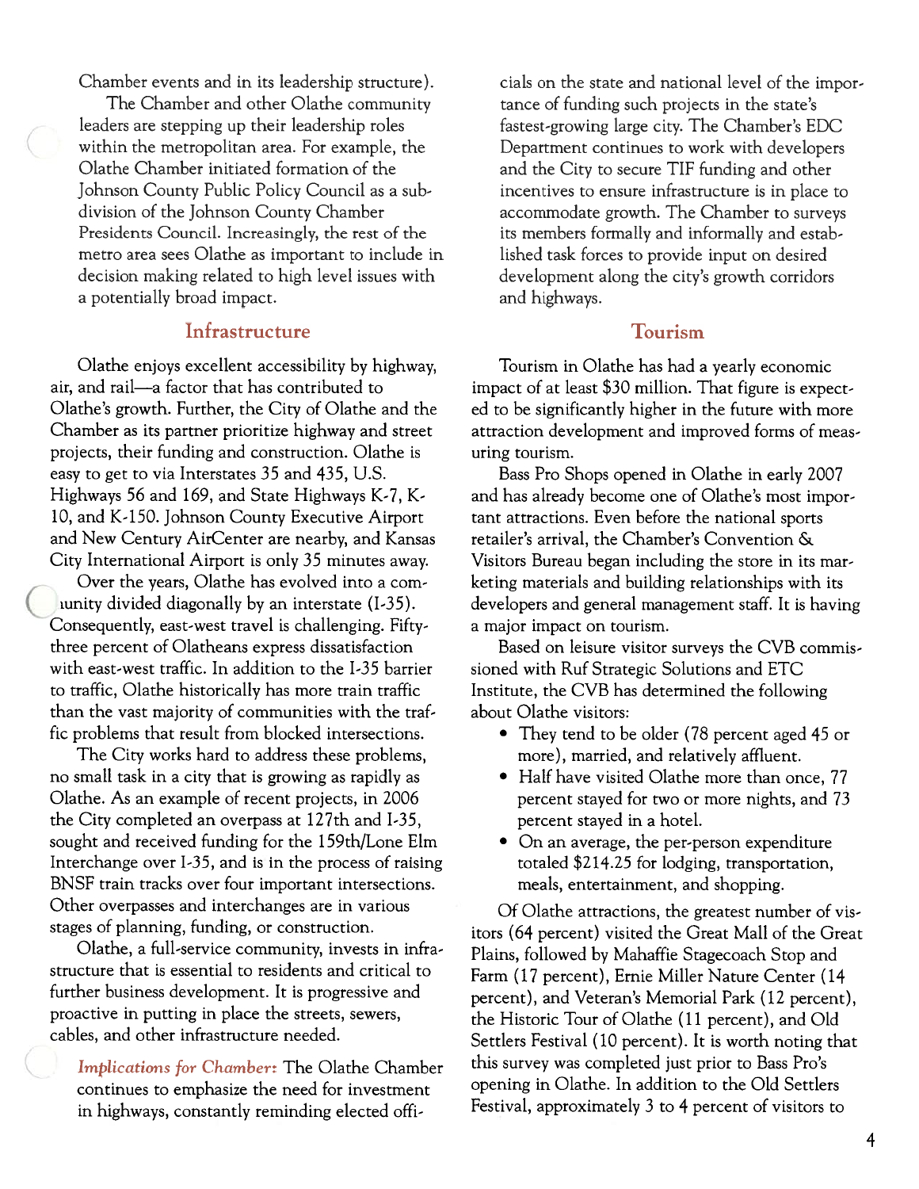Chamber events and in its leadership structure).

The Chamber and other Olathe community leaders are stepping up their leadership roles within the metropolitan area. For example, the Olathe Chamber initiated formation of the Johnson County Public Policy Council as a subdivision of the Johnson County Chamber Presidents Council. Increasingly, the rest of the metro area sees Olathe as important to include in decision making related to high level issues with a potentially broad impact.

## Infrastructure

Olathe enjoys excellent accessibility by highway, air, and rail—a factor that has contributed to Olathe's growth. Further, the City of Olathe and the Chamber as its partner prioritize highway and street projects, their funding and construction. Olathe is easy to get to via Interstates 35 and 435, U.S. Highways 56 and 169, and State Highways K-7, K-10, and K-150. Johnson County Executive Airport and New Century AirCenter are nearby, and Kansas City International Airport is only 35 minutes away.

Over the years, Olathe has evolved into a community divided diagonally by an interstate (I-35). Consequently, east-west travel is challenging. Fifty-three percent of Olatheans express dissatisfaction with east-west traffic. In addition to the I-35 barrier to traffic, Olathe historically has more train traffic than the vast majority of communities with the traffic problems that result from blocked intersections.

The City works hard to address these problems, no small task in a city that is growing as rapidly as Olathe. As an example of recent projects, in 2006 the City completed an overpass at 127th and I-35, sought and received funding for the 159th/Lone Elm Interchange over I-35, and is in the process of raising BNSF train tracks over four important intersections. Other overpasses and interchanges are in various stages of planning, funding, or construction.

Olathe, a full-service community, invests in infrastructure that is essential to residents and critical to further business development. It is progressive and proactive in putting in place the streets, sewers, cables, and other infrastructure needed.

*Implications for Chamber:* The Olathe Chamber continues to emphasize the need for investment in highways, constantly reminding elected officials on the state and national level of the importance of funding such projects in the state's fastest-growing large city. The Chamber's EDC Department continues to work with developers and the City to secure TIF funding and other incentives to ensure infrastructure is in place to accommodate growth. The Chamber to surveys its members formally and informally and established task forces to provide input on desired development along the city's growth corridors and highways.

## Tourism

Tourism in Olathe has had a yearly economic impact of at least $30 million. That figure is expected to be significantly higher in the future with more attraction development and improved forms of measuring tourism.

Bass Pro Shops opened in Olathe in early 2007 and has already become one of Olathe's most important attractions. Even before the national sports retailer's arrival, the Chamber's Convention & Visitors Bureau began including the store in its marketing materials and building relationships with its developers and general management staff. It is having a major impact on tourism.

Based on leisure visitor surveys the CVB commissioned with Ruf Strategic Solutions and ETC Institute, the CVB has determined the following about Olathe visitors:

- They tend to be older (78 percent aged 45 or more), married, and relatively affluent.
- Half have visited Olathe more than once, 77 percent stayed for two or more nights, and 73 percent stayed in a hotel.
- On an average, the per-person expenditure totaled $214.25 for lodging, transportation, meals, entertainment, and shopping.

Of Olathe attractions, the greatest number of visitors (64 percent) visited the Great Mall of the Great Plains, followed by Mahaffie Stagecoach Stop and Farm (17 percent), Ernie Miller Nature Center (14 percent), and Veteran's Memorial Park (12 percent), the Historic Tour of Olathe (11 percent), and Old Settlers Festival (10 percent). It is worth noting that this survey was completed just prior to Bass Pro's opening in Olathe. In addition to the Old Settlers Festival, approximately 3 to 4 percent of visitors to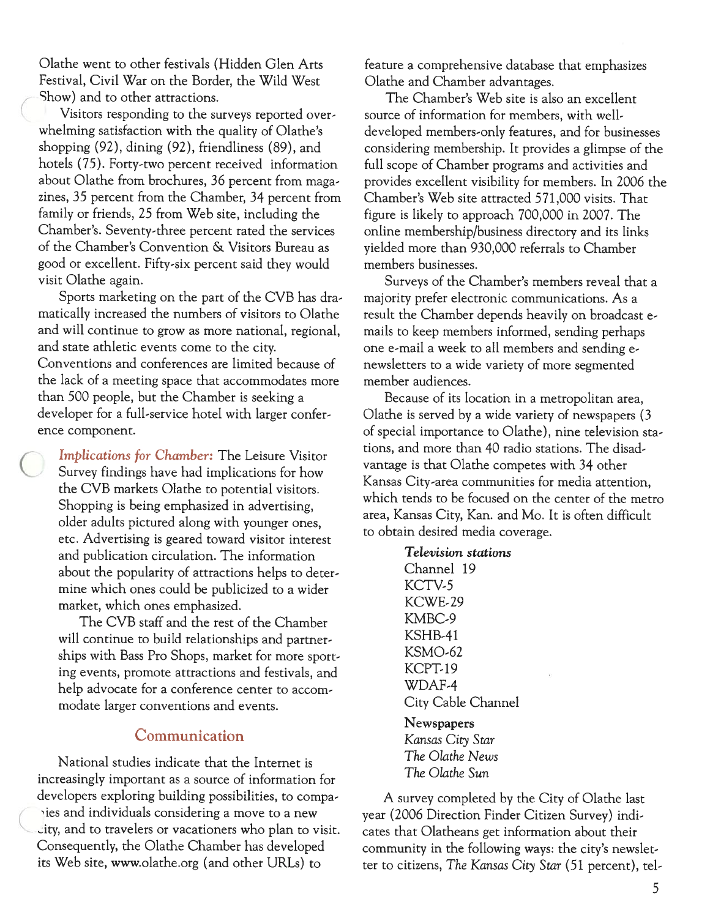Olathe went to other festivals (Hidden Glen Arts Festival, Civil War on the Border, the Wild West Show) and to other attractions.

Visitors responding to the surveys reported overwhelming satisfaction with the quality of Olathe's shopping (92), dining (92), friendliness (89), and hotels (75). Forty-two percent received information about Olathe from brochures, 36 percent from magazines, 35 percent from the Chamber, 34 percent from family or friends, 25 from Web site, including the Chamber's. Seventy-three percent rated the services of the Chamber's Convention & Visitors Bureau as good or excellent. Fifty-six percent said they would visit Olathe again.

Sports marketing on the part of the CVB has dramatically increased the numbers of visitors to Olathe and will continue to grow as more national, regional, and state athletic events come to the city. Conventions and conferences are limited because of the lack of a meeting space that accommodates more than 500 people, but the Chamber is seeking a developer for a full-service hotel with larger conference component.

*Implications for Chamber:* The Leisure Visitor Survey findings have had implications for how the CVB markets Olathe to potential visitors. Shopping is being emphasized in advertising, older adults pictured along with younger ones, etc. Advertising is geared toward visitor interest and publication circulation. The information about the popularity of attractions helps to determine which ones could be publicized to a wider market, which ones emphasized.

The CVB staff and the rest of the Chamber will continue to build relationships and partnerships with Bass Pro Shops, market for more sporting events, promote attractions and festivals, and help advocate for a conference center to accommodate larger conventions and events.

## Communication

National studies indicate that the Internet is increasingly important as a source of information for developers exploring building possibilities, to companies and individuals considering a move to a new city, and to travelers or vacationers who plan to visit. Consequently, the Olathe Chamber has developed its Web site, www.olathe.org (and other URLs) to feature a comprehensive database that emphasizes Olathe and Chamber advantages.

The Chamber's Web site is also an excellent source of information for members, with well-developed members-only features, and for businesses considering membership. It provides a glimpse of the full scope of Chamber programs and activities and provides excellent visibility for members. In 2006 the Chamber's Web site attracted 571,000 visits. That figure is likely to approach 700,000 in 2007. The online membership/business directory and its links yielded more than 930,000 referrals to Chamber members businesses.

Surveys of the Chamber's members reveal that a majority prefer electronic communications. As a result the Chamber depends heavily on broadcast e-mails to keep members informed, sending perhaps one e-mail a week to all members and sending e-newsletters to a wide variety of more segmented member audiences.

Because of its location in a metropolitan area, Olathe is served by a wide variety of newspapers (3 of special importance to Olathe), nine television stations, and more than 40 radio stations. The disadvantage is that Olathe competes with 34 other Kansas City-area communities for media attention, which tends to be focused on the center of the metro area, Kansas City, Kan. and Mo. It is often difficult to obtain desired media coverage.

***Television stations***

Channel 19
KCTV-5
KCWE-29
KMBC-9
KSHB-41
KSMO-62
KCPT-19
WDAF-4
City Cable Channel

**Newspapers**

*Kansas City Star*
*The Olathe News*
*The Olathe Sun*

A survey completed by the City of Olathe last year (2006 Direction Finder Citizen Survey) indicates that Olatheans get information about their community in the following ways: the city's newsletter to citizens, *The Kansas City Star* (51 percent), tel-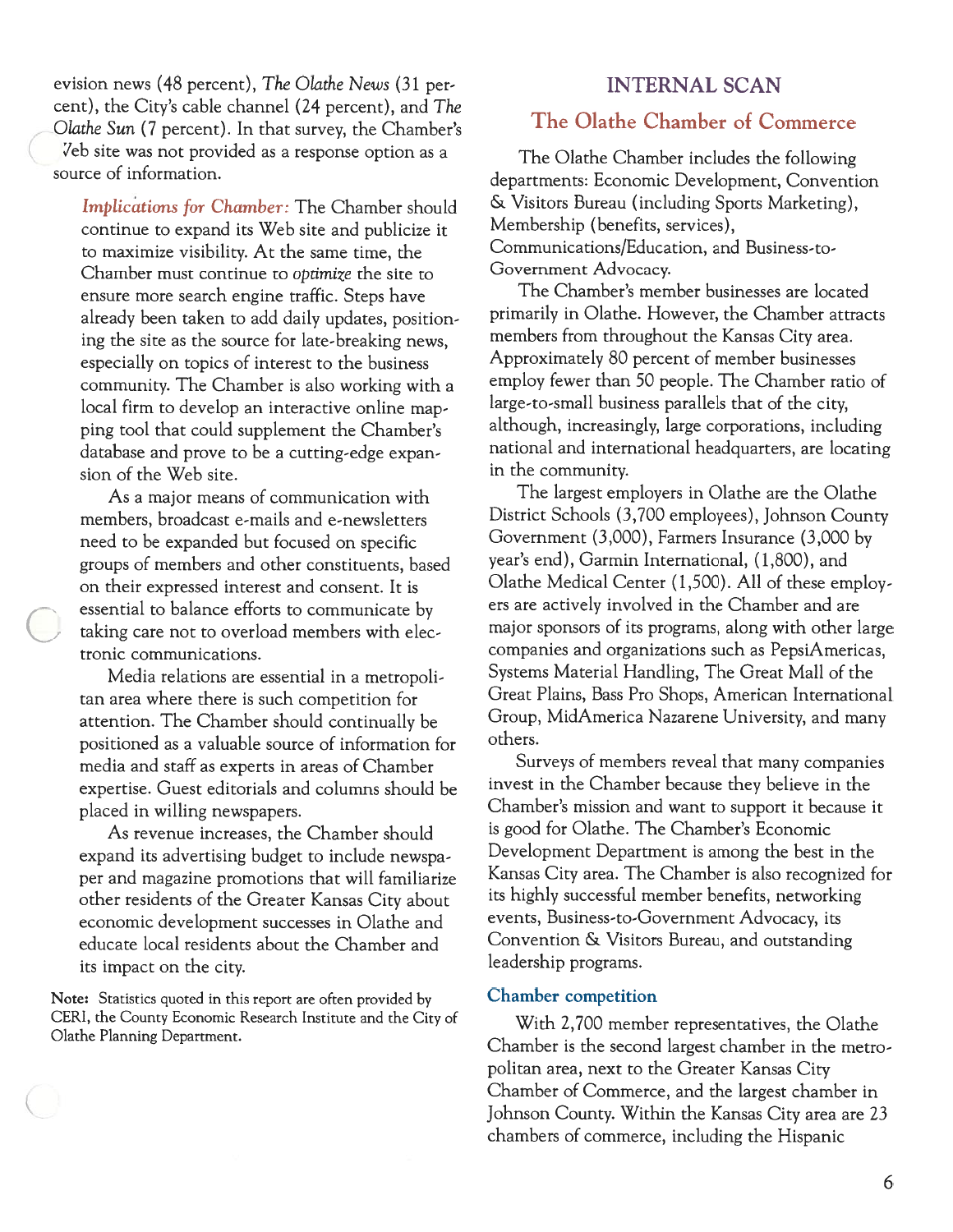evision news (48 percent), *The Olathe News* (31 percent), the City's cable channel (24 percent), and *The Olathe Sun* (7 percent). In that survey, the Chamber's Web site was not provided as a response option as a source of information.

*Implications for Chamber:* The Chamber should continue to expand its Web site and publicize it to maximize visibility. At the same time, the Chamber must continue to *optimize* the site to ensure more search engine traffic. Steps have already been taken to add daily updates, positioning the site as the source for late-breaking news, especially on topics of interest to the business community. The Chamber is also working with a local firm to develop an interactive online mapping tool that could supplement the Chamber's database and prove to be a cutting-edge expansion of the Web site.

As a major means of communication with members, broadcast e-mails and e-newsletters need to be expanded but focused on specific groups of members and other constituents, based on their expressed interest and consent. It is essential to balance efforts to communicate by taking care not to overload members with electronic communications.

Media relations are essential in a metropolitan area where there is such competition for attention. The Chamber should continually be positioned as a valuable source of information for media and staff as experts in areas of Chamber expertise. Guest editorials and columns should be placed in willing newspapers.

As revenue increases, the Chamber should expand its advertising budget to include newspaper and magazine promotions that will familiarize other residents of the Greater Kansas City about economic development successes in Olathe and educate local residents about the Chamber and its impact on the city.

**Note:** Statistics quoted in this report are often provided by CERI, the County Economic Research Institute and the City of Olathe Planning Department.

## INTERNAL SCAN

### The Olathe Chamber of Commerce

The Olathe Chamber includes the following departments: Economic Development, Convention & Visitors Bureau (including Sports Marketing), Membership (benefits, services), Communications/Education, and Business-to-Government Advocacy.

The Chamber's member businesses are located primarily in Olathe. However, the Chamber attracts members from throughout the Kansas City area. Approximately 80 percent of member businesses employ fewer than 50 people. The Chamber ratio of large-to-small business parallels that of the city, although, increasingly, large corporations, including national and international headquarters, are locating in the community.

The largest employers in Olathe are the Olathe District Schools (3,700 employees), Johnson County Government (3,000), Farmers Insurance (3,000 by year's end), Garmin International, (1,800), and Olathe Medical Center (1,500). All of these employers are actively involved in the Chamber and are major sponsors of its programs, along with other large companies and organizations such as PepsiAmericas, Systems Material Handling, The Great Mall of the Great Plains, Bass Pro Shops, American International Group, MidAmerica Nazarene University, and many others.

Surveys of members reveal that many companies invest in the Chamber because they believe in the Chamber's mission and want to support it because it is good for Olathe. The Chamber's Economic Development Department is among the best in the Kansas City area. The Chamber is also recognized for its highly successful member benefits, networking events, Business-to-Government Advocacy, its Convention & Visitors Bureau, and outstanding leadership programs.

#### Chamber competition

With 2,700 member representatives, the Olathe Chamber is the second largest chamber in the metropolitan area, next to the Greater Kansas City Chamber of Commerce, and the largest chamber in Johnson County. Within the Kansas City area are 23 chambers of commerce, including the Hispanic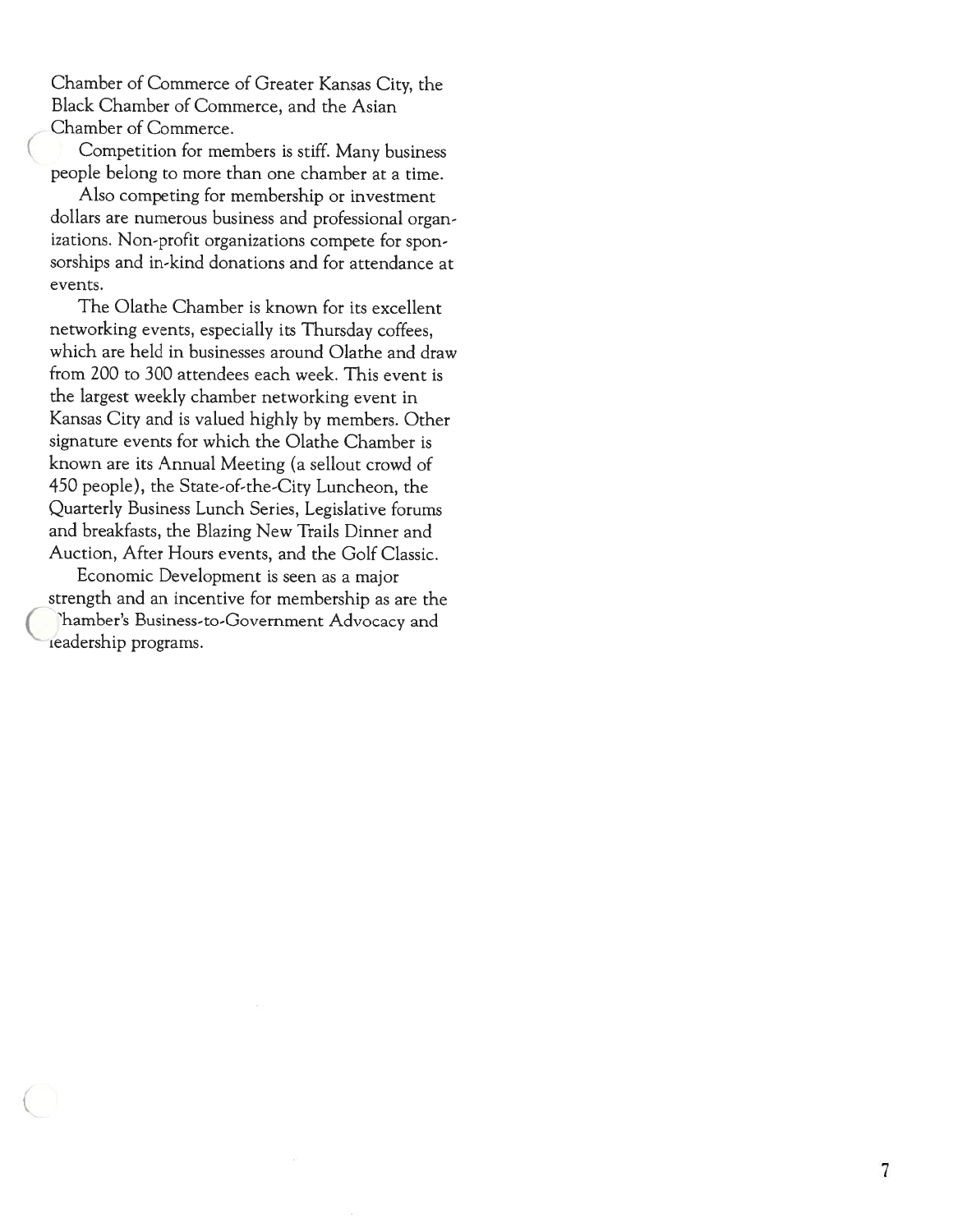Chamber of Commerce of Greater Kansas City, the Black Chamber of Commerce, and the Asian Chamber of Commerce.

Competition for members is stiff. Many business people belong to more than one chamber at a time.

Also competing for membership or investment dollars are numerous business and professional organizations. Non-profit organizations compete for sponsorships and in-kind donations and for attendance at events.

The Olathe Chamber is known for its excellent networking events, especially its Thursday coffees, which are held in businesses around Olathe and draw from 200 to 300 attendees each week. This event is the largest weekly chamber networking event in Kansas City and is valued highly by members. Other signature events for which the Olathe Chamber is known are its Annual Meeting (a sellout crowd of 450 people), the State-of-the-City Luncheon, the Quarterly Business Lunch Series, Legislative forums and breakfasts, the Blazing New Trails Dinner and Auction, After Hours events, and the Golf Classic.

Economic Development is seen as a major strength and an incentive for membership as are the Chamber's Business-to-Government Advocacy and leadership programs.